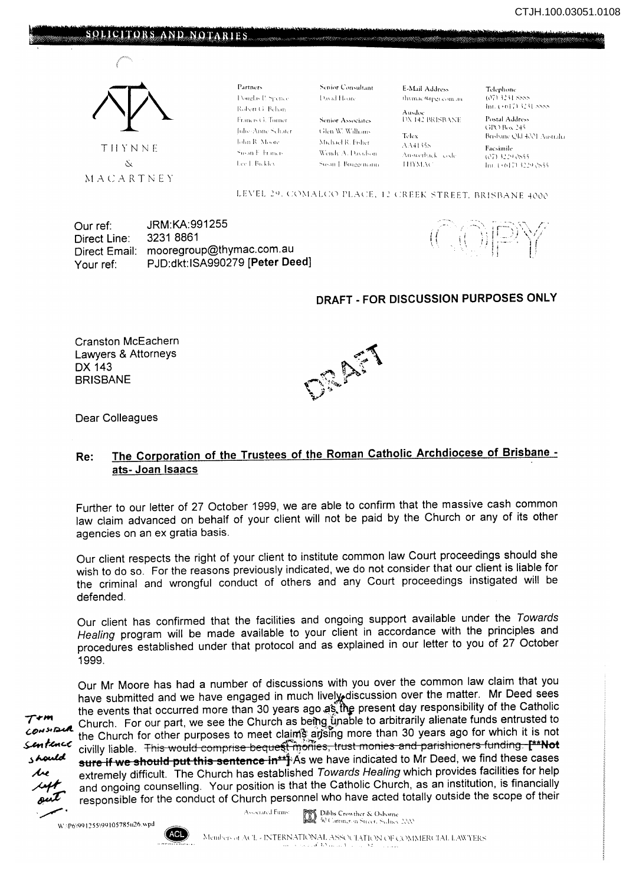CTJH.100.03051.0108

SOLICITORS AND NOTARIES

THYNNE & MACARTNEY

| Partners | Senior Consultant | E-Mail Address | Telephone |
|---|---|---|---|
| Douglas P Spence | David Hoare | thymac@tpgi.com.au | (07) 3231 8888 |
| Robert G Behan | | Ausdoc | Int. (+617) 3231 8888 |
| Francis G Turner | Senior Associates | DX 142 BRISBANE | Postal Address |
| Julie-Anne Schafer | Glen W Williams | Telex | GPO Box 245 |
| John R Moore | Michael R Fisher | AA41358 | Brisbane Qld 4001 Australia |
| Susan E Francis | Wendy A Davidson | Answerback code | Facsimile |
| Lee J Bickley | Susan J Bruggemann | THYMAC | (07) 3229 0855 |
| | | | Int. (+617) 3229 0855 |

LEVEL 29, COMALCO PLACE, 12 CREEK STREET, BRISBANE 4000

Our ref: JRM:KA:991255
Direct Line: 3231 8861
Direct Email: mooregroup@thymac.com.au
Your ref: PJD:dkt:ISA990279 **[Peter Deed]**

COPY

**DRAFT - FOR DISCUSSION PURPOSES ONLY**

Cranston McEachern
Lawyers & Attorneys
DX 143
BRISBANE

DRAFT

Dear Colleagues

**Re: <u>The Corporation of the Trustees of the Roman Catholic Archdiocese of Brisbane - ats- Joan Isaacs</u>**

Further to our letter of 27 October 1999, we are able to confirm that the massive cash common law claim advanced on behalf of your client will not be paid by the Church or any of its other agencies on an ex gratia basis.

Our client respects the right of your client to institute common law Court proceedings should she wish to do so. For the reasons previously indicated, we do not consider that our client is liable for the criminal and wrongful conduct of others and any Court proceedings instigated will be defended.

Our client has confirmed that the facilities and ongoing support available under the *Towards Healing* program will be made available to your client in accordance with the principles and procedures established under that protocol and as explained in our letter to you of 27 October 1999.

Our Mr Moore has had a number of discussions with you over the common law claim that you have submitted and we have engaged in much lively discussion over the matter. Mr Deed sees the events that occurred more than 30 years ago as the present day responsibility of the Catholic Church. For our part, we see the Church as being unable to arbitrarily alienate funds entrusted to the Church for other purposes to meet claims arising more than 30 years ago for which it is not civilly liable. ~~This would comprise bequest monies, trust monies and parishioners funding. [**Not sure if we should put this sentence in**]~~ As we have indicated to Mr Deed, we find these cases extremely difficult. The Church has established *Towards Healing* which provides facilities for help and ongoing counselling. Your position is that the Catholic Church, as an institution, is financially responsible for the conduct of Church personnel who have acted totally outside the scope of their

[Handwritten margin note: Tom consider sentence should be left out.]

W:\P6\991255\99105785n26.wpd

Associated Firms: Dibbs Crowther & Osborne, 50 Carrington Street, Sydney 2000

Members of ACL - INTERNATIONAL ASSOCIATION OF COMMERCIAL LAWYERS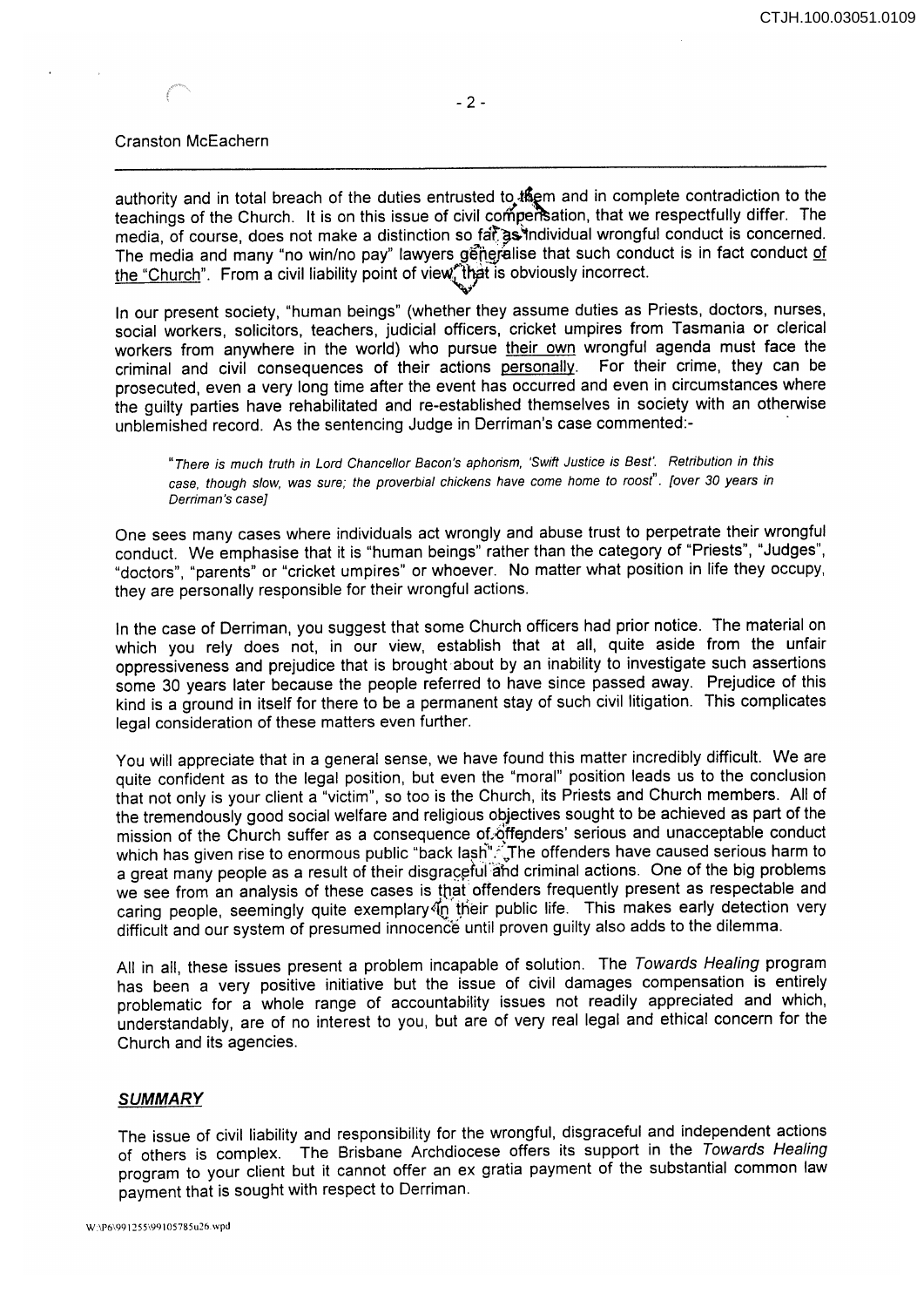Cranston McEachern

authority and in total breach of the duties entrusted to them and in complete contradiction to the teachings of the Church. It is on this issue of civil compensation, that we respectfully differ. The media, of course, does not make a distinction so far as individual wrongful conduct is concerned. The media and many "no win/no pay" lawyers generalise that such conduct is in fact conduct of the "Church". From a civil liability point of view, that is obviously incorrect.

In our present society, "human beings" (whether they assume duties as Priests, doctors, nurses, social workers, solicitors, teachers, judicial officers, cricket umpires from Tasmania or clerical workers from anywhere in the world) who pursue their own wrongful agenda must face the criminal and civil consequences of their actions personally. For their crime, they can be prosecuted, even a very long time after the event has occurred and even in circumstances where the guilty parties have rehabilitated and re-established themselves in society with an otherwise unblemished record. As the sentencing Judge in Derriman's case commented:-

> *"There is much truth in Lord Chancellor Bacon's aphorism, 'Swift Justice is Best'. Retribution in this case, though slow, was sure; the proverbial chickens have come home to roost". [over 30 years in Derriman's case]*

One sees many cases where individuals act wrongly and abuse trust to perpetrate their wrongful conduct. We emphasise that it is "human beings" rather than the category of "Priests", "Judges", "doctors", "parents" or "cricket umpires" or whoever. No matter what position in life they occupy, they are personally responsible for their wrongful actions.

In the case of Derriman, you suggest that some Church officers had prior notice. The material on which you rely does not, in our view, establish that at all, quite aside from the unfair oppressiveness and prejudice that is brought about by an inability to investigate such assertions some 30 years later because the people referred to have since passed away. Prejudice of this kind is a ground in itself for there to be a permanent stay of such civil litigation. This complicates legal consideration of these matters even further.

You will appreciate that in a general sense, we have found this matter incredibly difficult. We are quite confident as to the legal position, but even the "moral" position leads us to the conclusion that not only is your client a "victim", so too is the Church, its Priests and Church members. All of the tremendously good social welfare and religious objectives sought to be achieved as part of the mission of the Church suffer as a consequence of offenders' serious and unacceptable conduct which has given rise to enormous public "back lash". The offenders have caused serious harm to a great many people as a result of their disgraceful and criminal actions. One of the big problems we see from an analysis of these cases is that offenders frequently present as respectable and caring people, seemingly quite exemplary in their public life. This makes early detection very difficult and our system of presumed innocence until proven guilty also adds to the dilemma.

All in all, these issues present a problem incapable of solution. The *Towards Healing* program has been a very positive initiative but the issue of civil damages compensation is entirely problematic for a whole range of accountability issues not readily appreciated and which, understandably, are of no interest to you, but are of very real legal and ethical concern for the Church and its agencies.

## ***SUMMARY***

The issue of civil liability and responsibility for the wrongful, disgraceful and independent actions of others is complex. The Brisbane Archdiocese offers its support in the *Towards Healing* program to your client but it cannot offer an ex gratia payment of the substantial common law payment that is sought with respect to Derriman.

W:\P6\991255\99105785u26.wpd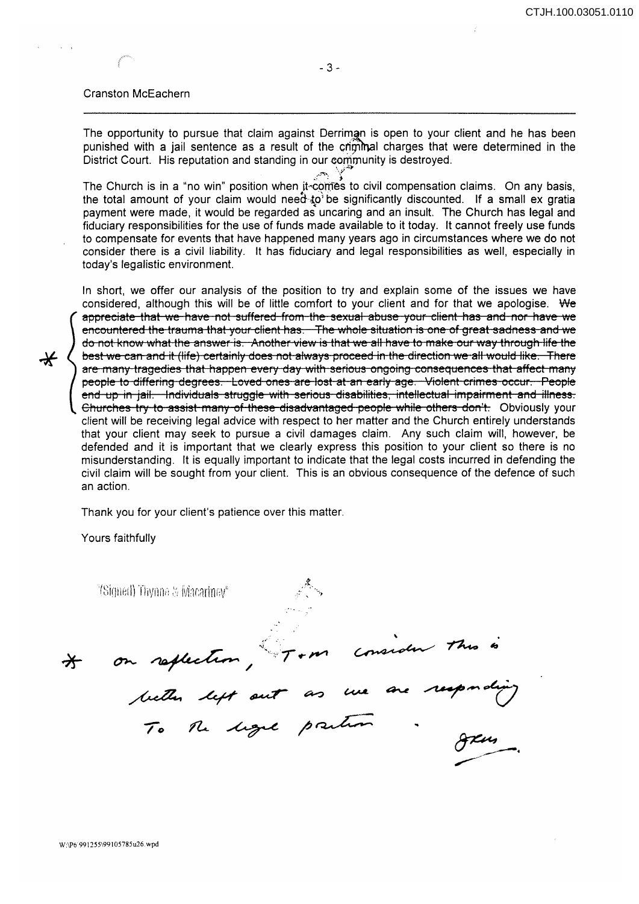Cranston McEachern

---

The opportunity to pursue that claim against Derriman is open to your client and he has been punished with a jail sentence as a result of the criminal charges that were determined in the District Court. His reputation and standing in our community is destroyed.

The Church is in a "no win" position when it comes to civil compensation claims. On any basis, the total amount of your claim would need to be significantly discounted. If a small ex gratia payment were made, it would be regarded as uncaring and an insult. The Church has legal and fiduciary responsibilities for the use of funds made available to it today. It cannot freely use funds to compensate for events that have happened many years ago in circumstances where we do not consider there is a civil liability. It has fiduciary and legal responsibilities as well, especially in today's legalistic environment.

In short, we offer our analysis of the position to try and explain some of the issues we have considered, although this will be of little comfort to your client and for that we apologise. ~~We appreciate that we have not suffered from the sexual abuse your client has and nor have we encountered the trauma that your client has. The whole situation is one of great sadness and we do not know what the answer is. Another view is that we all have to make our way through life the best we can and it (life) certainly does not always proceed in the direction we all would like. There are many tragedies that happen every day with serious ongoing consequences that affect many people to differing degrees. Loved ones are lost at an early age. Violent crimes occur. People end up in jail. Individuals struggle with serious disabilities, intellectual impairment and illness. Churches try to assist many of these disadvantaged people while others don't.~~ Obviously your client will be receiving legal advice with respect to her matter and the Church entirely understands that your client may seek to pursue a civil damages claim. Any such claim will, however, be defended and it is important that we clearly express this position to your client so there is no misunderstanding. It is equally important to indicate that the legal costs incurred in defending the civil claim will be sought from your client. This is an obvious consequence of the defence of such an action.

Thank you for your client's patience over this matter.

Yours faithfully

"(Signed) Thynne & Macartney"

\* on reflection, Tom consider this is better left out as we are responding to the legal position. Jim

W:\P6\991255\99105785u26.wpd